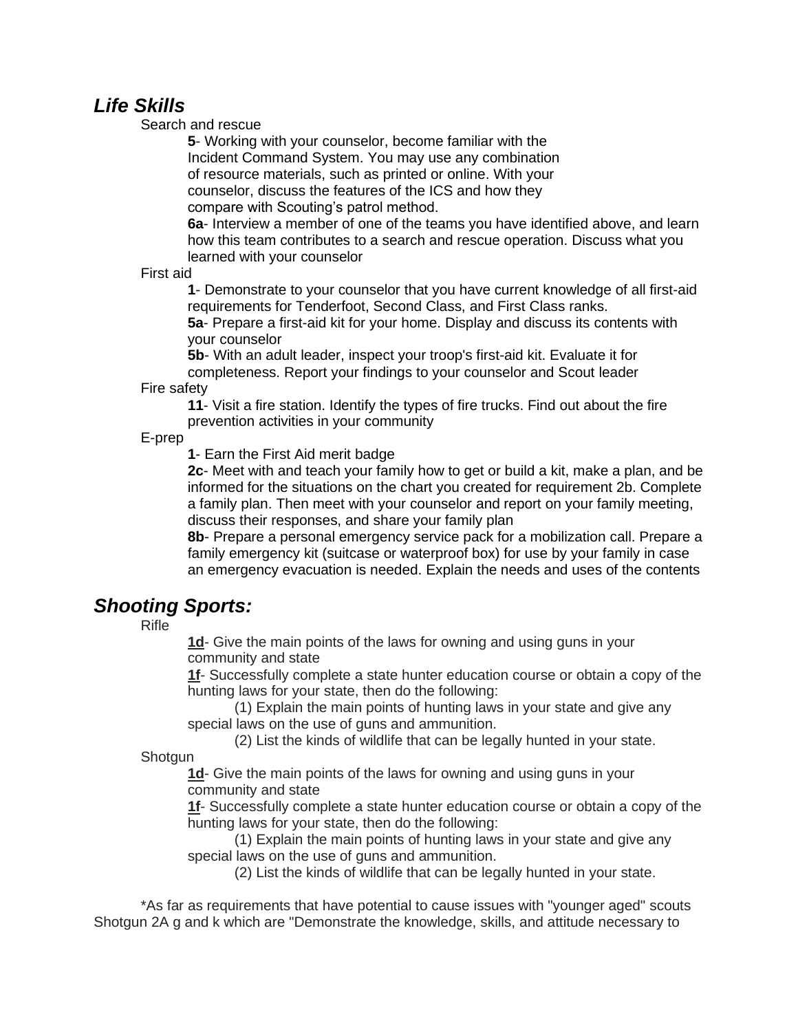## ***Life Skills***

Search and rescue

**5**- Working with your counselor, become familiar with the Incident Command System. You may use any combination of resource materials, such as printed or online. With your counselor, discuss the features of the ICS and how they compare with Scouting's patrol method.

**6a**- Interview a member of one of the teams you have identified above, and learn how this team contributes to a search and rescue operation. Discuss what you learned with your counselor

First aid

**1**- Demonstrate to your counselor that you have current knowledge of all first-aid requirements for Tenderfoot, Second Class, and First Class ranks.

**5a**- Prepare a first-aid kit for your home. Display and discuss its contents with your counselor

**5b**- With an adult leader, inspect your troop's first-aid kit. Evaluate it for completeness. Report your findings to your counselor and Scout leader

Fire safety

**11**- Visit a fire station. Identify the types of fire trucks. Find out about the fire prevention activities in your community

E-prep

**1**- Earn the First Aid merit badge

**2c**- Meet with and teach your family how to get or build a kit, make a plan, and be informed for the situations on the chart you created for requirement 2b. Complete a family plan. Then meet with your counselor and report on your family meeting, discuss their responses, and share your family plan

**8b**- Prepare a personal emergency service pack for a mobilization call. Prepare a family emergency kit (suitcase or waterproof box) for use by your family in case an emergency evacuation is needed. Explain the needs and uses of the contents

## ***Shooting Sports:***

Rifle

**1d**- Give the main points of the laws for owning and using guns in your community and state

**1f**- Successfully complete a state hunter education course or obtain a copy of the hunting laws for your state, then do the following:

(1) Explain the main points of hunting laws in your state and give any special laws on the use of guns and ammunition.

(2) List the kinds of wildlife that can be legally hunted in your state.

Shotgun

**1d**- Give the main points of the laws for owning and using guns in your community and state

**1f**- Successfully complete a state hunter education course or obtain a copy of the hunting laws for your state, then do the following:

(1) Explain the main points of hunting laws in your state and give any special laws on the use of guns and ammunition.

(2) List the kinds of wildlife that can be legally hunted in your state.

*As far as requirements that have potential to cause issues with "younger aged" scouts Shotgun 2A g and k which are "Demonstrate the knowledge, skills, and attitude necessary to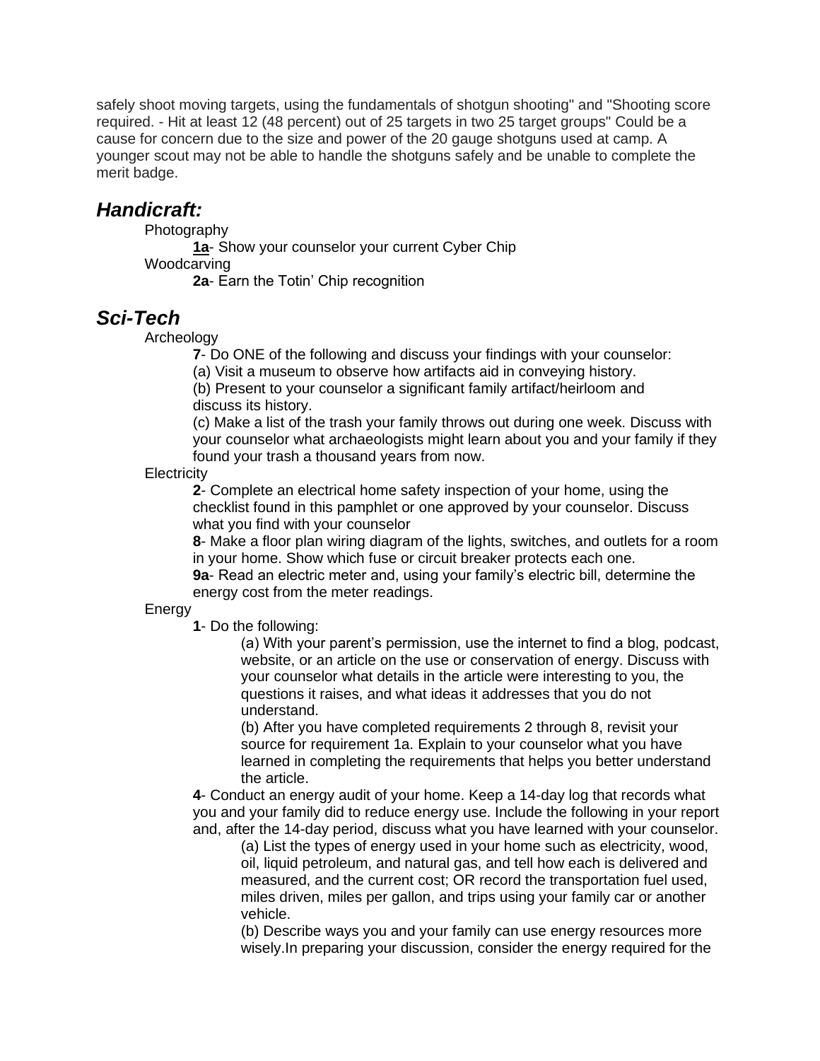safely shoot moving targets, using the fundamentals of shotgun shooting" and "Shooting score required. - Hit at least 12 (48 percent) out of 25 targets in two 25 target groups" Could be a cause for concern due to the size and power of the 20 gauge shotguns used at camp. A younger scout may not be able to handle the shotguns safely and be unable to complete the merit badge.

## *Handicraft:*

Photography

**1a**- Show your counselor your current Cyber Chip

Woodcarving

**2a**- Earn the Totin' Chip recognition

## *Sci-Tech*

Archeology

**7**- Do ONE of the following and discuss your findings with your counselor:

(a) Visit a museum to observe how artifacts aid in conveying history.

(b) Present to your counselor a significant family artifact/heirloom and discuss its history.

(c) Make a list of the trash your family throws out during one week. Discuss with your counselor what archaeologists might learn about you and your family if they found your trash a thousand years from now.

Electricity

**2**- Complete an electrical home safety inspection of your home, using the checklist found in this pamphlet or one approved by your counselor. Discuss what you find with your counselor

**8**- Make a floor plan wiring diagram of the lights, switches, and outlets for a room in your home. Show which fuse or circuit breaker protects each one.

**9a**- Read an electric meter and, using your family's electric bill, determine the energy cost from the meter readings.

Energy

**1**- Do the following:

(a) With your parent's permission, use the internet to find a blog, podcast, website, or an article on the use or conservation of energy. Discuss with your counselor what details in the article were interesting to you, the questions it raises, and what ideas it addresses that you do not understand.

(b) After you have completed requirements 2 through 8, revisit your source for requirement 1a. Explain to your counselor what you have learned in completing the requirements that helps you better understand the article.

**4**- Conduct an energy audit of your home. Keep a 14-day log that records what you and your family did to reduce energy use. Include the following in your report and, after the 14-day period, discuss what you have learned with your counselor.

(a) List the types of energy used in your home such as electricity, wood, oil, liquid petroleum, and natural gas, and tell how each is delivered and measured, and the current cost; OR record the transportation fuel used, miles driven, miles per gallon, and trips using your family car or another vehicle.

(b) Describe ways you and your family can use energy resources more wisely.In preparing your discussion, consider the energy required for the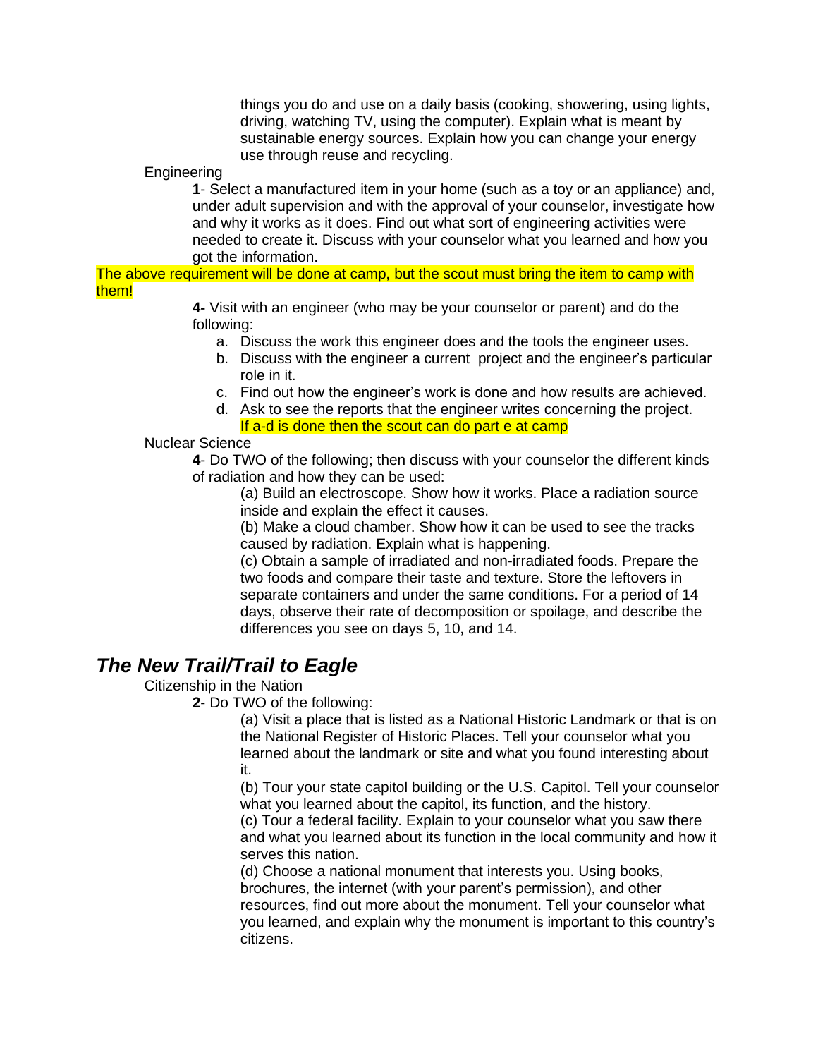things you do and use on a daily basis (cooking, showering, using lights, driving, watching TV, using the computer). Explain what is meant by sustainable energy sources. Explain how you can change your energy use through reuse and recycling.

Engineering

**1**- Select a manufactured item in your home (such as a toy or an appliance) and, under adult supervision and with the approval of your counselor, investigate how and why it works as it does. Find out what sort of engineering activities were needed to create it. Discuss with your counselor what you learned and how you got the information.

The above requirement will be done at camp, but the scout must bring the item to camp with them!

**4-** Visit with an engineer (who may be your counselor or parent) and do the following:

a. Discuss the work this engineer does and the tools the engineer uses.
b. Discuss with the engineer a current project and the engineer's particular role in it.
c. Find out how the engineer's work is done and how results are achieved.
d. Ask to see the reports that the engineer writes concerning the project.
If a-d is done then the scout can do part e at camp

Nuclear Science

**4**- Do TWO of the following; then discuss with your counselor the different kinds of radiation and how they can be used:

(a) Build an electroscope. Show how it works. Place a radiation source inside and explain the effect it causes.
(b) Make a cloud chamber. Show how it can be used to see the tracks caused by radiation. Explain what is happening.
(c) Obtain a sample of irradiated and non-irradiated foods. Prepare the two foods and compare their taste and texture. Store the leftovers in separate containers and under the same conditions. For a period of 14 days, observe their rate of decomposition or spoilage, and describe the differences you see on days 5, 10, and 14.

## *The New Trail/Trail to Eagle*

Citizenship in the Nation

**2**- Do TWO of the following:

(a) Visit a place that is listed as a National Historic Landmark or that is on the National Register of Historic Places. Tell your counselor what you learned about the landmark or site and what you found interesting about it.
(b) Tour your state capitol building or the U.S. Capitol. Tell your counselor what you learned about the capitol, its function, and the history.
(c) Tour a federal facility. Explain to your counselor what you saw there and what you learned about its function in the local community and how it serves this nation.
(d) Choose a national monument that interests you. Using books, brochures, the internet (with your parent's permission), and other resources, find out more about the monument. Tell your counselor what you learned, and explain why the monument is important to this country's citizens.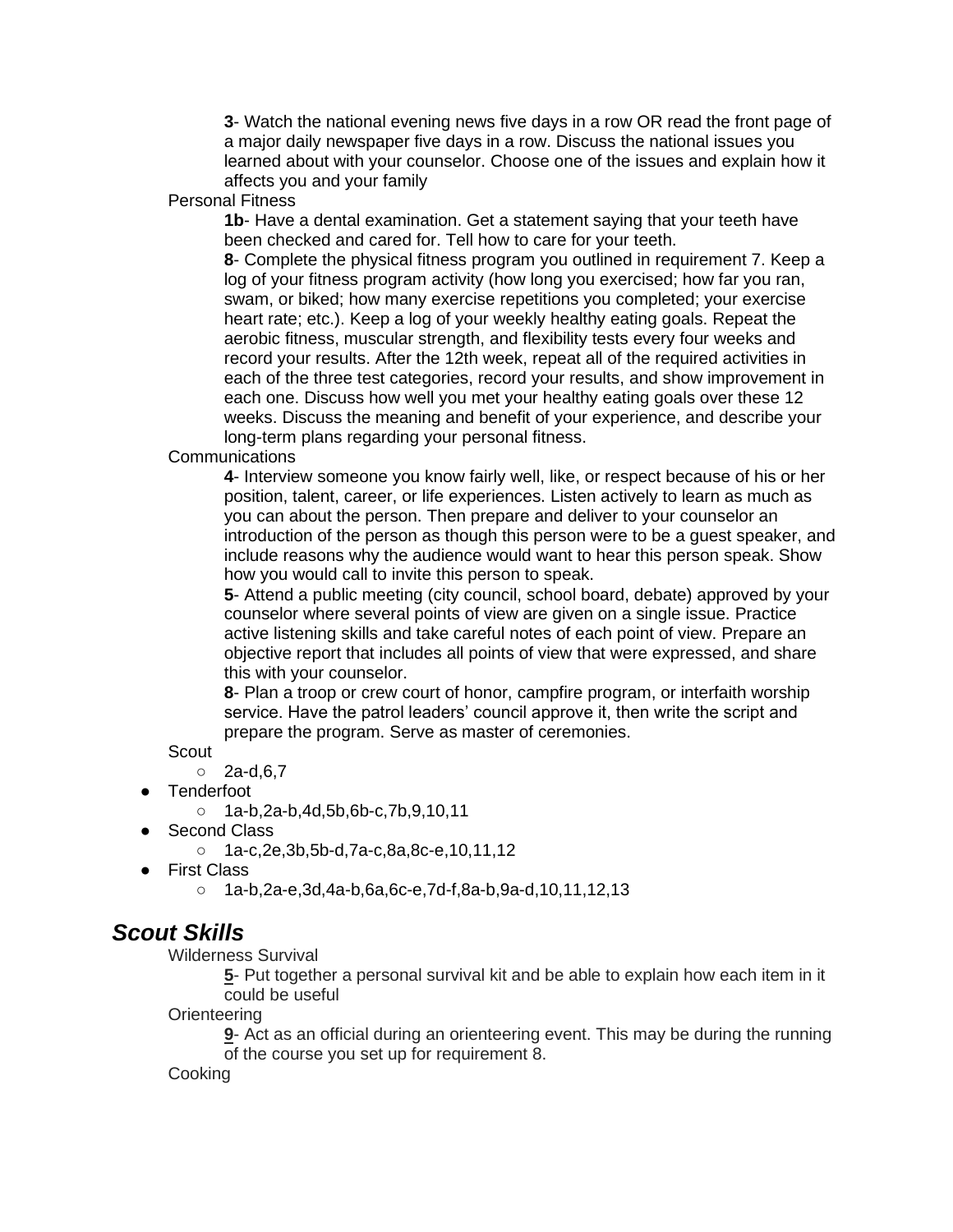**3**- Watch the national evening news five days in a row OR read the front page of a major daily newspaper five days in a row. Discuss the national issues you learned about with your counselor. Choose one of the issues and explain how it affects you and your family

Personal Fitness

**1b**- Have a dental examination. Get a statement saying that your teeth have been checked and cared for. Tell how to care for your teeth.

**8**- Complete the physical fitness program you outlined in requirement 7. Keep a log of your fitness program activity (how long you exercised; how far you ran, swam, or biked; how many exercise repetitions you completed; your exercise heart rate; etc.). Keep a log of your weekly healthy eating goals. Repeat the aerobic fitness, muscular strength, and flexibility tests every four weeks and record your results. After the 12th week, repeat all of the required activities in each of the three test categories, record your results, and show improvement in each one. Discuss how well you met your healthy eating goals over these 12 weeks. Discuss the meaning and benefit of your experience, and describe your long-term plans regarding your personal fitness.

Communications

**4**- Interview someone you know fairly well, like, or respect because of his or her position, talent, career, or life experiences. Listen actively to learn as much as you can about the person. Then prepare and deliver to your counselor an introduction of the person as though this person were to be a guest speaker, and include reasons why the audience would want to hear this person speak. Show how you would call to invite this person to speak.

**5**- Attend a public meeting (city council, school board, debate) approved by your counselor where several points of view are given on a single issue. Practice active listening skills and take careful notes of each point of view. Prepare an objective report that includes all points of view that were expressed, and share this with your counselor.

**8**- Plan a troop or crew court of honor, campfire program, or interfaith worship service. Have the patrol leaders' council approve it, then write the script and prepare the program. Serve as master of ceremonies.

Scout

- 2a-d,6,7

- Tenderfoot
  - 1a-b,2a-b,4d,5b,6b-c,7b,9,10,11
- Second Class
  - 1a-c,2e,3b,5b-d,7a-c,8a,8c-e,10,11,12
- First Class
  - 1a-b,2a-e,3d,4a-b,6a,6c-e,7d-f,8a-b,9a-d,10,11,12,13

## *Scout Skills*

Wilderness Survival

**5**- Put together a personal survival kit and be able to explain how each item in it could be useful

Orienteering

**9**- Act as an official during an orienteering event. This may be during the running of the course you set up for requirement 8.

Cooking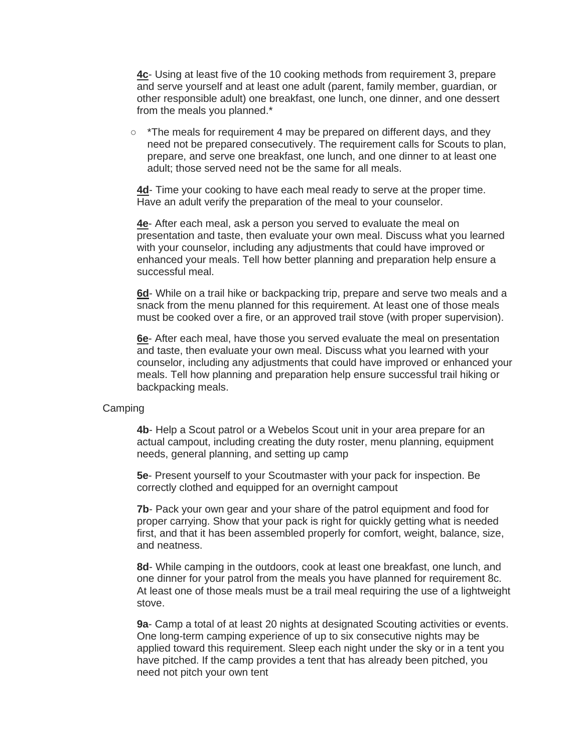**4c**- Using at least five of the 10 cooking methods from requirement 3, prepare and serve yourself and at least one adult (parent, family member, guardian, or other responsible adult) one breakfast, one lunch, one dinner, and one dessert from the meals you planned.*

- *The meals for requirement 4 may be prepared on different days, and they need not be prepared consecutively. The requirement calls for Scouts to plan, prepare, and serve one breakfast, one lunch, and one dinner to at least one adult; those served need not be the same for all meals.

**4d**- Time your cooking to have each meal ready to serve at the proper time. Have an adult verify the preparation of the meal to your counselor.

**4e**- After each meal, ask a person you served to evaluate the meal on presentation and taste, then evaluate your own meal. Discuss what you learned with your counselor, including any adjustments that could have improved or enhanced your meals. Tell how better planning and preparation help ensure a successful meal.

**6d**- While on a trail hike or backpacking trip, prepare and serve two meals and a snack from the menu planned for this requirement. At least one of those meals must be cooked over a fire, or an approved trail stove (with proper supervision).

**6e**- After each meal, have those you served evaluate the meal on presentation and taste, then evaluate your own meal. Discuss what you learned with your counselor, including any adjustments that could have improved or enhanced your meals. Tell how planning and preparation help ensure successful trail hiking or backpacking meals.

Camping

**4b**- Help a Scout patrol or a Webelos Scout unit in your area prepare for an actual campout, including creating the duty roster, menu planning, equipment needs, general planning, and setting up camp

**5e**- Present yourself to your Scoutmaster with your pack for inspection. Be correctly clothed and equipped for an overnight campout

**7b**- Pack your own gear and your share of the patrol equipment and food for proper carrying. Show that your pack is right for quickly getting what is needed first, and that it has been assembled properly for comfort, weight, balance, size, and neatness.

**8d**- While camping in the outdoors, cook at least one breakfast, one lunch, and one dinner for your patrol from the meals you have planned for requirement 8c. At least one of those meals must be a trail meal requiring the use of a lightweight stove.

**9a**- Camp a total of at least 20 nights at designated Scouting activities or events. One long-term camping experience of up to six consecutive nights may be applied toward this requirement. Sleep each night under the sky or in a tent you have pitched. If the camp provides a tent that has already been pitched, you need not pitch your own tent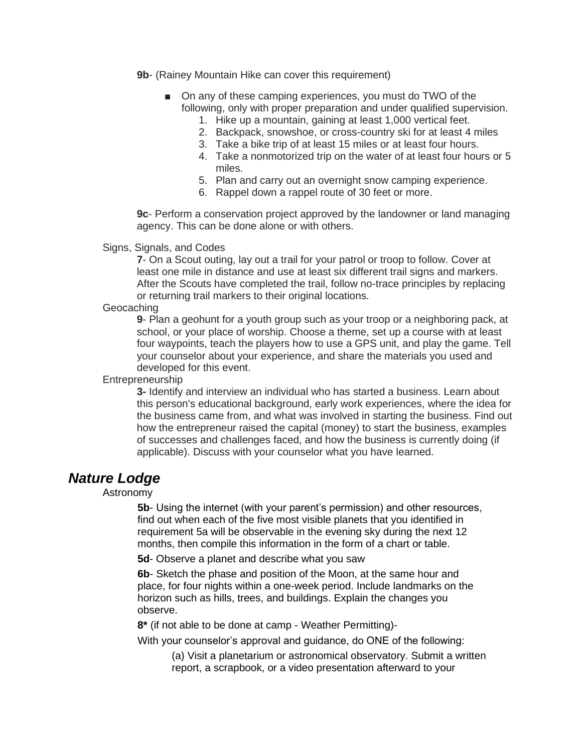**9b**- (Rainey Mountain Hike can cover this requirement)

- On any of these camping experiences, you must do TWO of the following, only with proper preparation and under qualified supervision.
  1. Hike up a mountain, gaining at least 1,000 vertical feet.
  2. Backpack, snowshoe, or cross-country ski for at least 4 miles
  3. Take a bike trip of at least 15 miles or at least four hours.
  4. Take a nonmotorized trip on the water of at least four hours or 5 miles.
  5. Plan and carry out an overnight snow camping experience.
  6. Rappel down a rappel route of 30 feet or more.

**9c**- Perform a conservation project approved by the landowner or land managing agency. This can be done alone or with others.

Signs, Signals, and Codes

**7**- On a Scout outing, lay out a trail for your patrol or troop to follow. Cover at least one mile in distance and use at least six different trail signs and markers. After the Scouts have completed the trail, follow no-trace principles by replacing or returning trail markers to their original locations.

Geocaching

**9**- Plan a geohunt for a youth group such as your troop or a neighboring pack, at school, or your place of worship. Choose a theme, set up a course with at least four waypoints, teach the players how to use a GPS unit, and play the game. Tell your counselor about your experience, and share the materials you used and developed for this event.

Entrepreneurship

**3-** Identify and interview an individual who has started a business. Learn about this person's educational background, early work experiences, where the idea for the business came from, and what was involved in starting the business. Find out how the entrepreneur raised the capital (money) to start the business, examples of successes and challenges faced, and how the business is currently doing (if applicable). Discuss with your counselor what you have learned.

## *Nature Lodge*

Astronomy

**5b**- Using the internet (with your parent's permission) and other resources, find out when each of the five most visible planets that you identified in requirement 5a will be observable in the evening sky during the next 12 months, then compile this information in the form of a chart or table.

**5d**- Observe a planet and describe what you saw

**6b**- Sketch the phase and position of the Moon, at the same hour and place, for four nights within a one-week period. Include landmarks on the horizon such as hills, trees, and buildings. Explain the changes you observe.

**8*** (if not able to be done at camp - Weather Permitting)-

With your counselor's approval and guidance, do ONE of the following:

(a) Visit a planetarium or astronomical observatory. Submit a written report, a scrapbook, or a video presentation afterward to your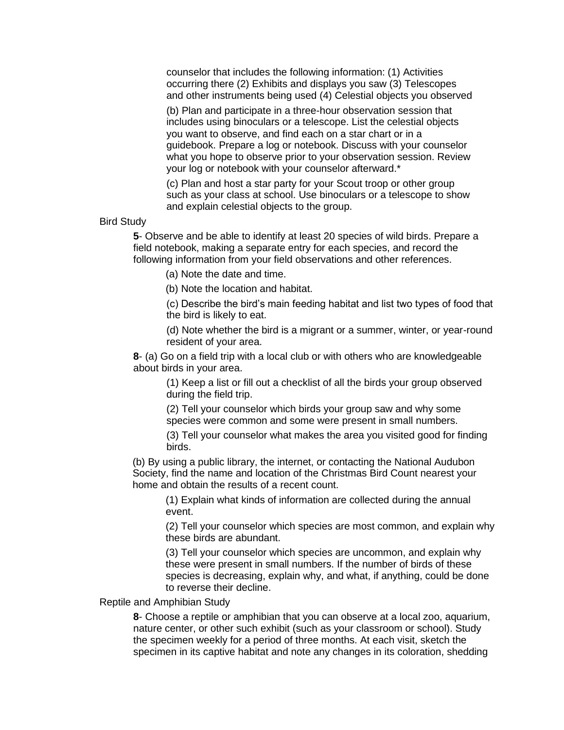counselor that includes the following information: (1) Activities occurring there (2) Exhibits and displays you saw (3) Telescopes and other instruments being used (4) Celestial objects you observed

(b) Plan and participate in a three-hour observation session that includes using binoculars or a telescope. List the celestial objects you want to observe, and find each on a star chart or in a guidebook. Prepare a log or notebook. Discuss with your counselor what you hope to observe prior to your observation session. Review your log or notebook with your counselor afterward.*

(c) Plan and host a star party for your Scout troop or other group such as your class at school. Use binoculars or a telescope to show and explain celestial objects to the group.

Bird Study

**5**- Observe and be able to identify at least 20 species of wild birds. Prepare a field notebook, making a separate entry for each species, and record the following information from your field observations and other references.

(a) Note the date and time.

(b) Note the location and habitat.

(c) Describe the bird's main feeding habitat and list two types of food that the bird is likely to eat.

(d) Note whether the bird is a migrant or a summer, winter, or year-round resident of your area.

**8**- (a) Go on a field trip with a local club or with others who are knowledgeable about birds in your area.

(1) Keep a list or fill out a checklist of all the birds your group observed during the field trip.

(2) Tell your counselor which birds your group saw and why some species were common and some were present in small numbers.

(3) Tell your counselor what makes the area you visited good for finding birds.

(b) By using a public library, the internet, or contacting the National Audubon Society, find the name and location of the Christmas Bird Count nearest your home and obtain the results of a recent count.

(1) Explain what kinds of information are collected during the annual event.

(2) Tell your counselor which species are most common, and explain why these birds are abundant.

(3) Tell your counselor which species are uncommon, and explain why these were present in small numbers. If the number of birds of these species is decreasing, explain why, and what, if anything, could be done to reverse their decline.

Reptile and Amphibian Study

**8**- Choose a reptile or amphibian that you can observe at a local zoo, aquarium, nature center, or other such exhibit (such as your classroom or school). Study the specimen weekly for a period of three months. At each visit, sketch the specimen in its captive habitat and note any changes in its coloration, shedding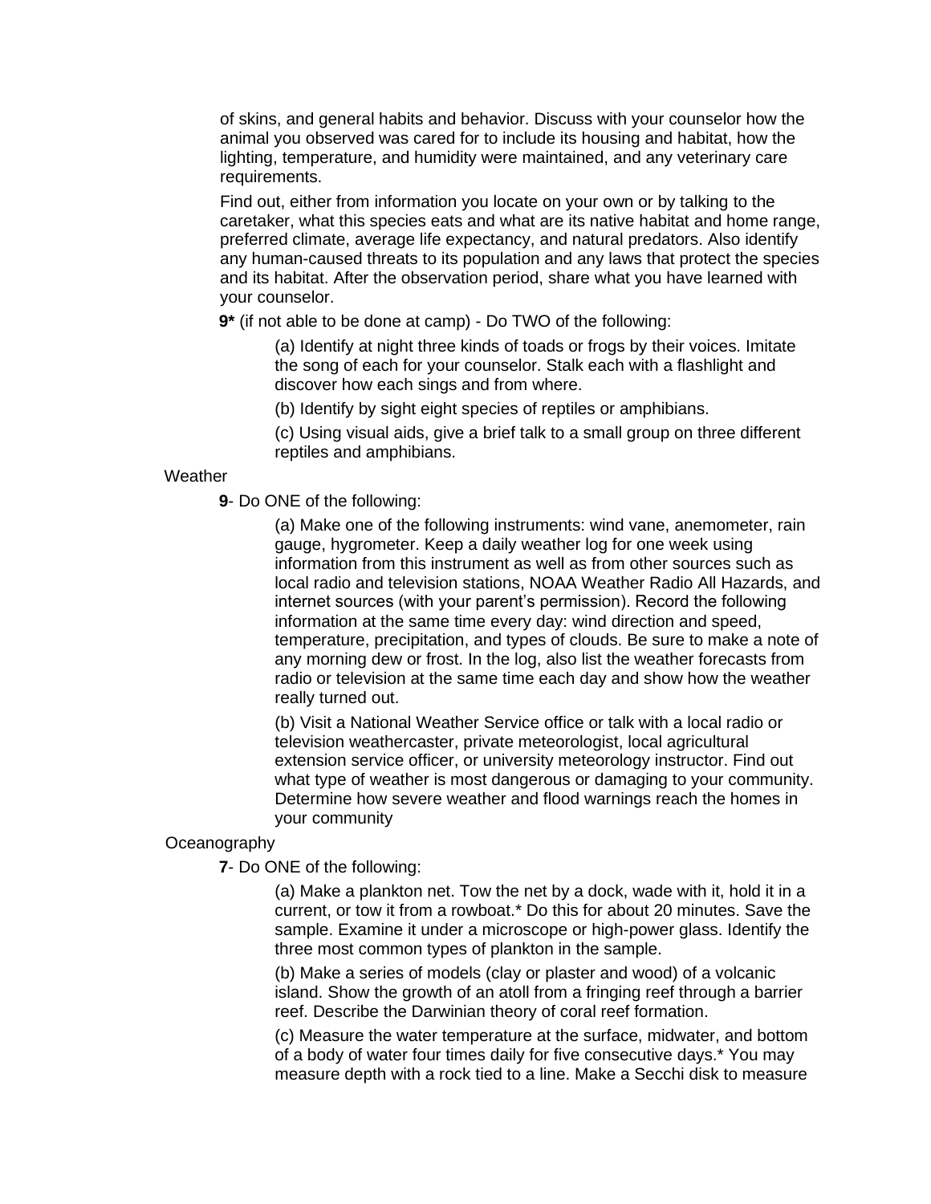of skins, and general habits and behavior. Discuss with your counselor how the animal you observed was cared for to include its housing and habitat, how the lighting, temperature, and humidity were maintained, and any veterinary care requirements.

Find out, either from information you locate on your own or by talking to the caretaker, what this species eats and what are its native habitat and home range, preferred climate, average life expectancy, and natural predators. Also identify any human-caused threats to its population and any laws that protect the species and its habitat. After the observation period, share what you have learned with your counselor.

**9*** (if not able to be done at camp) - Do TWO of the following:

(a) Identify at night three kinds of toads or frogs by their voices. Imitate the song of each for your counselor. Stalk each with a flashlight and discover how each sings and from where.

(b) Identify by sight eight species of reptiles or amphibians.

(c) Using visual aids, give a brief talk to a small group on three different reptiles and amphibians.

Weather

**9**- Do ONE of the following:

(a) Make one of the following instruments: wind vane, anemometer, rain gauge, hygrometer. Keep a daily weather log for one week using information from this instrument as well as from other sources such as local radio and television stations, NOAA Weather Radio All Hazards, and internet sources (with your parent's permission). Record the following information at the same time every day: wind direction and speed, temperature, precipitation, and types of clouds. Be sure to make a note of any morning dew or frost. In the log, also list the weather forecasts from radio or television at the same time each day and show how the weather really turned out.

(b) Visit a National Weather Service office or talk with a local radio or television weathercaster, private meteorologist, local agricultural extension service officer, or university meteorology instructor. Find out what type of weather is most dangerous or damaging to your community. Determine how severe weather and flood warnings reach the homes in your community

Oceanography

**7**- Do ONE of the following:

(a) Make a plankton net. Tow the net by a dock, wade with it, hold it in a current, or tow it from a rowboat.* Do this for about 20 minutes. Save the sample. Examine it under a microscope or high-power glass. Identify the three most common types of plankton in the sample.

(b) Make a series of models (clay or plaster and wood) of a volcanic island. Show the growth of an atoll from a fringing reef through a barrier reef. Describe the Darwinian theory of coral reef formation.

(c) Measure the water temperature at the surface, midwater, and bottom of a body of water four times daily for five consecutive days.* You may measure depth with a rock tied to a line. Make a Secchi disk to measure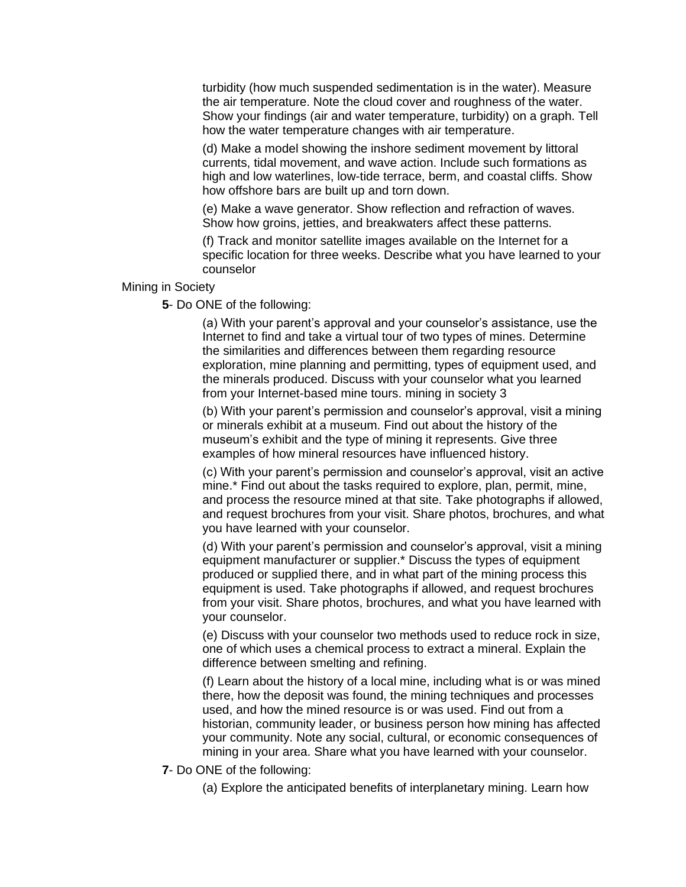turbidity (how much suspended sedimentation is in the water). Measure the air temperature. Note the cloud cover and roughness of the water. Show your findings (air and water temperature, turbidity) on a graph. Tell how the water temperature changes with air temperature.

(d) Make a model showing the inshore sediment movement by littoral currents, tidal movement, and wave action. Include such formations as high and low waterlines, low-tide terrace, berm, and coastal cliffs. Show how offshore bars are built up and torn down.

(e) Make a wave generator. Show reflection and refraction of waves. Show how groins, jetties, and breakwaters affect these patterns.

(f) Track and monitor satellite images available on the Internet for a specific location for three weeks. Describe what you have learned to your counselor

Mining in Society

**5**- Do ONE of the following:

(a) With your parent's approval and your counselor's assistance, use the Internet to find and take a virtual tour of two types of mines. Determine the similarities and differences between them regarding resource exploration, mine planning and permitting, types of equipment used, and the minerals produced. Discuss with your counselor what you learned from your Internet-based mine tours. mining in society 3

(b) With your parent's permission and counselor's approval, visit a mining or minerals exhibit at a museum. Find out about the history of the museum's exhibit and the type of mining it represents. Give three examples of how mineral resources have influenced history.

(c) With your parent's permission and counselor's approval, visit an active mine.* Find out about the tasks required to explore, plan, permit, mine, and process the resource mined at that site. Take photographs if allowed, and request brochures from your visit. Share photos, brochures, and what you have learned with your counselor.

(d) With your parent's permission and counselor's approval, visit a mining equipment manufacturer or supplier.* Discuss the types of equipment produced or supplied there, and in what part of the mining process this equipment is used. Take photographs if allowed, and request brochures from your visit. Share photos, brochures, and what you have learned with your counselor.

(e) Discuss with your counselor two methods used to reduce rock in size, one of which uses a chemical process to extract a mineral. Explain the difference between smelting and refining.

(f) Learn about the history of a local mine, including what is or was mined there, how the deposit was found, the mining techniques and processes used, and how the mined resource is or was used. Find out from a historian, community leader, or business person how mining has affected your community. Note any social, cultural, or economic consequences of mining in your area. Share what you have learned with your counselor.

**7**- Do ONE of the following:

(a) Explore the anticipated benefits of interplanetary mining. Learn how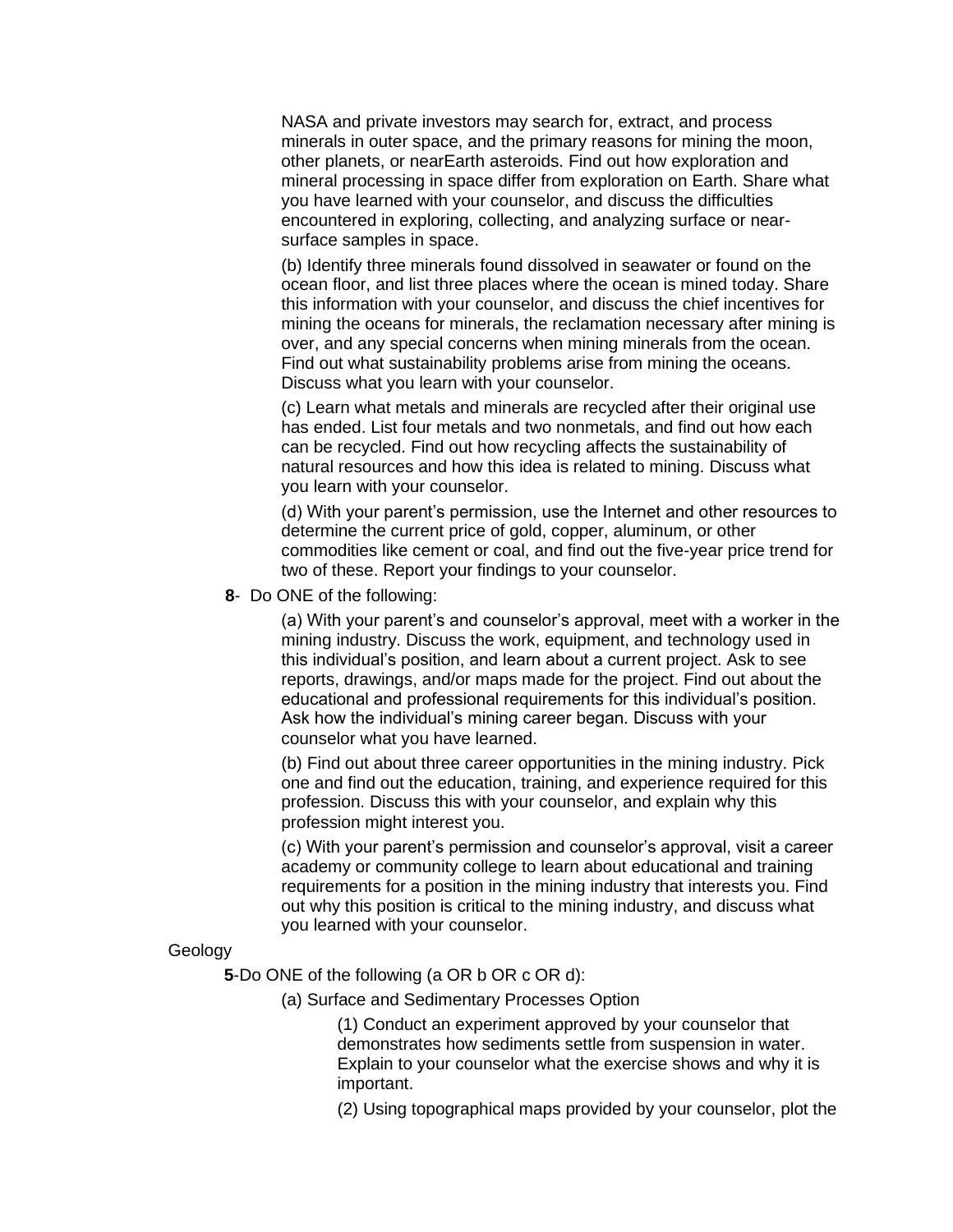NASA and private investors may search for, extract, and process minerals in outer space, and the primary reasons for mining the moon, other planets, or nearEarth asteroids. Find out how exploration and mineral processing in space differ from exploration on Earth. Share what you have learned with your counselor, and discuss the difficulties encountered in exploring, collecting, and analyzing surface or near-surface samples in space.

(b) Identify three minerals found dissolved in seawater or found on the ocean floor, and list three places where the ocean is mined today. Share this information with your counselor, and discuss the chief incentives for mining the oceans for minerals, the reclamation necessary after mining is over, and any special concerns when mining minerals from the ocean. Find out what sustainability problems arise from mining the oceans. Discuss what you learn with your counselor.

(c) Learn what metals and minerals are recycled after their original use has ended. List four metals and two nonmetals, and find out how each can be recycled. Find out how recycling affects the sustainability of natural resources and how this idea is related to mining. Discuss what you learn with your counselor.

(d) With your parent's permission, use the Internet and other resources to determine the current price of gold, copper, aluminum, or other commodities like cement or coal, and find out the five-year price trend for two of these. Report your findings to your counselor.

**8**- Do ONE of the following:

(a) With your parent's and counselor's approval, meet with a worker in the mining industry. Discuss the work, equipment, and technology used in this individual's position, and learn about a current project. Ask to see reports, drawings, and/or maps made for the project. Find out about the educational and professional requirements for this individual's position. Ask how the individual's mining career began. Discuss with your counselor what you have learned.

(b) Find out about three career opportunities in the mining industry. Pick one and find out the education, training, and experience required for this profession. Discuss this with your counselor, and explain why this profession might interest you.

(c) With your parent's permission and counselor's approval, visit a career academy or community college to learn about educational and training requirements for a position in the mining industry that interests you. Find out why this position is critical to the mining industry, and discuss what you learned with your counselor.

Geology

**5**-Do ONE of the following (a OR b OR c OR d):

(a) Surface and Sedimentary Processes Option

(1) Conduct an experiment approved by your counselor that demonstrates how sediments settle from suspension in water. Explain to your counselor what the exercise shows and why it is important.

(2) Using topographical maps provided by your counselor, plot the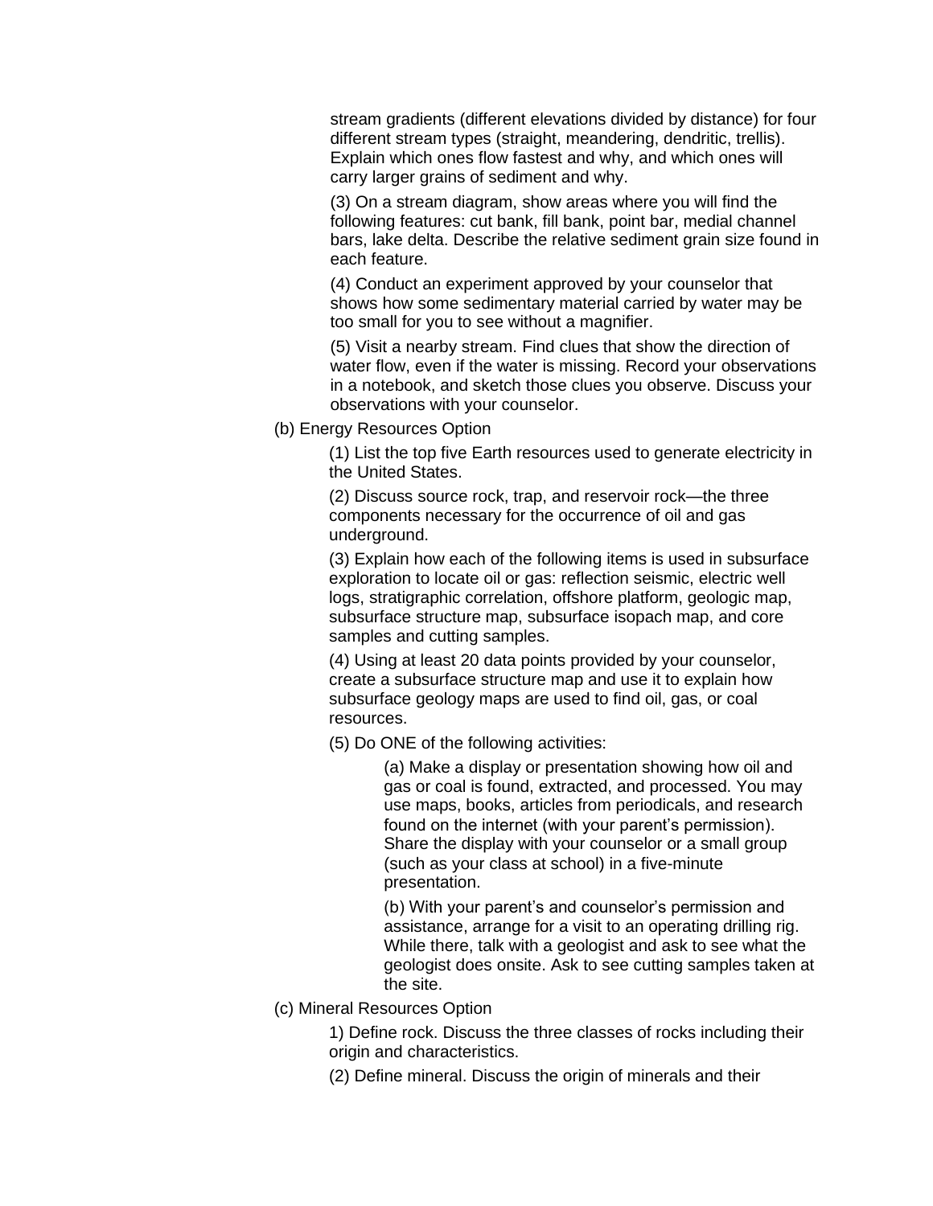stream gradients (different elevations divided by distance) for four different stream types (straight, meandering, dendritic, trellis). Explain which ones flow fastest and why, and which ones will carry larger grains of sediment and why.

(3) On a stream diagram, show areas where you will find the following features: cut bank, fill bank, point bar, medial channel bars, lake delta. Describe the relative sediment grain size found in each feature.

(4) Conduct an experiment approved by your counselor that shows how some sedimentary material carried by water may be too small for you to see without a magnifier.

(5) Visit a nearby stream. Find clues that show the direction of water flow, even if the water is missing. Record your observations in a notebook, and sketch those clues you observe. Discuss your observations with your counselor.

(b) Energy Resources Option

(1) List the top five Earth resources used to generate electricity in the United States.

(2) Discuss source rock, trap, and reservoir rock—the three components necessary for the occurrence of oil and gas underground.

(3) Explain how each of the following items is used in subsurface exploration to locate oil or gas: reflection seismic, electric well logs, stratigraphic correlation, offshore platform, geologic map, subsurface structure map, subsurface isopach map, and core samples and cutting samples.

(4) Using at least 20 data points provided by your counselor, create a subsurface structure map and use it to explain how subsurface geology maps are used to find oil, gas, or coal resources.

(5) Do ONE of the following activities:

(a) Make a display or presentation showing how oil and gas or coal is found, extracted, and processed. You may use maps, books, articles from periodicals, and research found on the internet (with your parent's permission). Share the display with your counselor or a small group (such as your class at school) in a five-minute presentation.

(b) With your parent's and counselor's permission and assistance, arrange for a visit to an operating drilling rig. While there, talk with a geologist and ask to see what the geologist does onsite. Ask to see cutting samples taken at the site.

(c) Mineral Resources Option

1) Define rock. Discuss the three classes of rocks including their origin and characteristics.

(2) Define mineral. Discuss the origin of minerals and their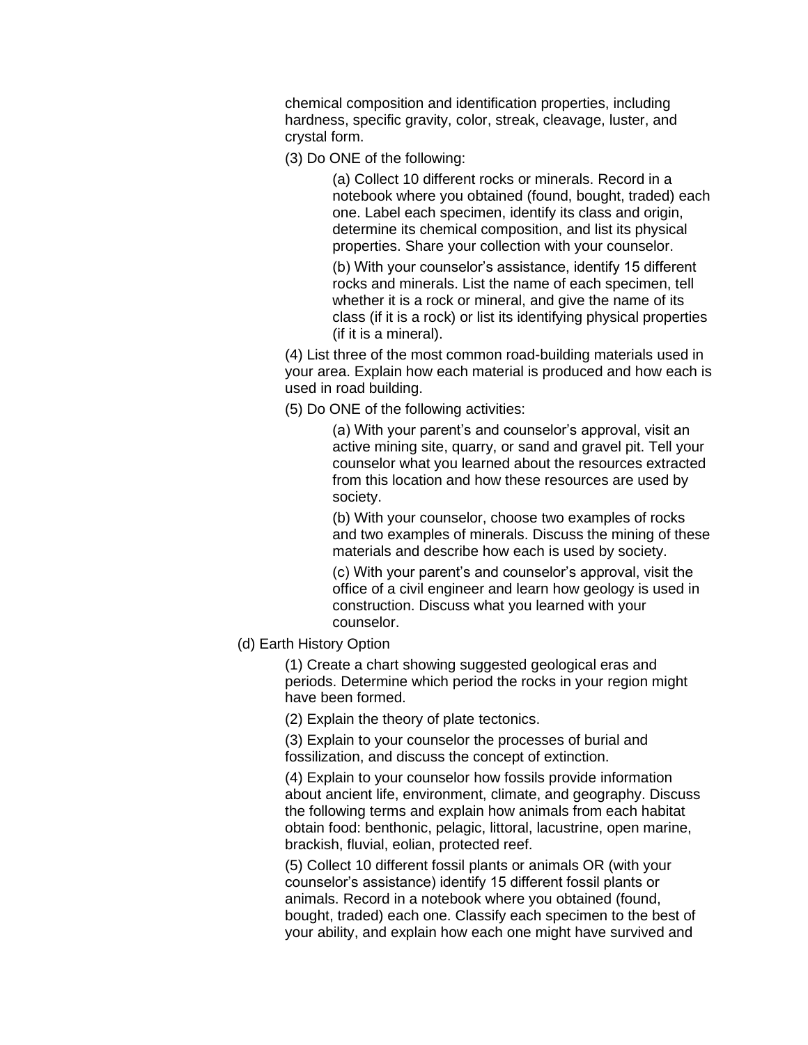chemical composition and identification properties, including hardness, specific gravity, color, streak, cleavage, luster, and crystal form.

(3) Do ONE of the following:

> (a) Collect 10 different rocks or minerals. Record in a notebook where you obtained (found, bought, traded) each one. Label each specimen, identify its class and origin, determine its chemical composition, and list its physical properties. Share your collection with your counselor.
>
> (b) With your counselor's assistance, identify 15 different rocks and minerals. List the name of each specimen, tell whether it is a rock or mineral, and give the name of its class (if it is a rock) or list its identifying physical properties (if it is a mineral).

(4) List three of the most common road-building materials used in your area. Explain how each material is produced and how each is used in road building.

(5) Do ONE of the following activities:

> (a) With your parent's and counselor's approval, visit an active mining site, quarry, or sand and gravel pit. Tell your counselor what you learned about the resources extracted from this location and how these resources are used by society.
>
> (b) With your counselor, choose two examples of rocks and two examples of minerals. Discuss the mining of these materials and describe how each is used by society.
>
> (c) With your parent's and counselor's approval, visit the office of a civil engineer and learn how geology is used in construction. Discuss what you learned with your counselor.

(d) Earth History Option

(1) Create a chart showing suggested geological eras and periods. Determine which period the rocks in your region might have been formed.

(2) Explain the theory of plate tectonics.

(3) Explain to your counselor the processes of burial and fossilization, and discuss the concept of extinction.

(4) Explain to your counselor how fossils provide information about ancient life, environment, climate, and geography. Discuss the following terms and explain how animals from each habitat obtain food: benthonic, pelagic, littoral, lacustrine, open marine, brackish, fluvial, eolian, protected reef.

(5) Collect 10 different fossil plants or animals OR (with your counselor's assistance) identify 15 different fossil plants or animals. Record in a notebook where you obtained (found, bought, traded) each one. Classify each specimen to the best of your ability, and explain how each one might have survived and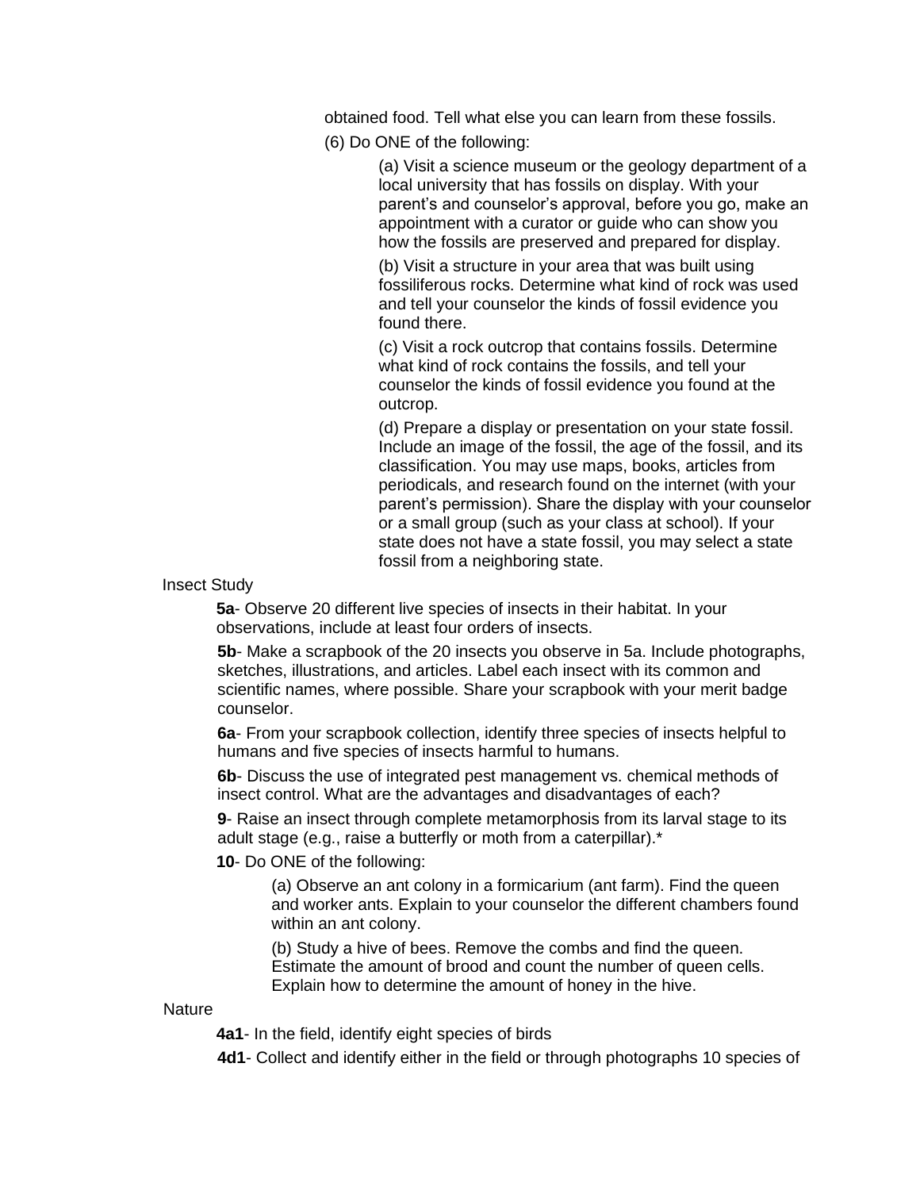obtained food. Tell what else you can learn from these fossils.

(6) Do ONE of the following:

(a) Visit a science museum or the geology department of a local university that has fossils on display. With your parent's and counselor's approval, before you go, make an appointment with a curator or guide who can show you how the fossils are preserved and prepared for display.

(b) Visit a structure in your area that was built using fossiliferous rocks. Determine what kind of rock was used and tell your counselor the kinds of fossil evidence you found there.

(c) Visit a rock outcrop that contains fossils. Determine what kind of rock contains the fossils, and tell your counselor the kinds of fossil evidence you found at the outcrop.

(d) Prepare a display or presentation on your state fossil. Include an image of the fossil, the age of the fossil, and its classification. You may use maps, books, articles from periodicals, and research found on the internet (with your parent's permission). Share the display with your counselor or a small group (such as your class at school). If your state does not have a state fossil, you may select a state fossil from a neighboring state.

Insect Study

**5a**- Observe 20 different live species of insects in their habitat. In your observations, include at least four orders of insects.

**5b**- Make a scrapbook of the 20 insects you observe in 5a. Include photographs, sketches, illustrations, and articles. Label each insect with its common and scientific names, where possible. Share your scrapbook with your merit badge counselor.

**6a**- From your scrapbook collection, identify three species of insects helpful to humans and five species of insects harmful to humans.

**6b**- Discuss the use of integrated pest management vs. chemical methods of insect control. What are the advantages and disadvantages of each?

**9**- Raise an insect through complete metamorphosis from its larval stage to its adult stage (e.g., raise a butterfly or moth from a caterpillar).*

**10**- Do ONE of the following:

(a) Observe an ant colony in a formicarium (ant farm). Find the queen and worker ants. Explain to your counselor the different chambers found within an ant colony.

(b) Study a hive of bees. Remove the combs and find the queen. Estimate the amount of brood and count the number of queen cells. Explain how to determine the amount of honey in the hive.

Nature

**4a1**- In the field, identify eight species of birds

**4d1**- Collect and identify either in the field or through photographs 10 species of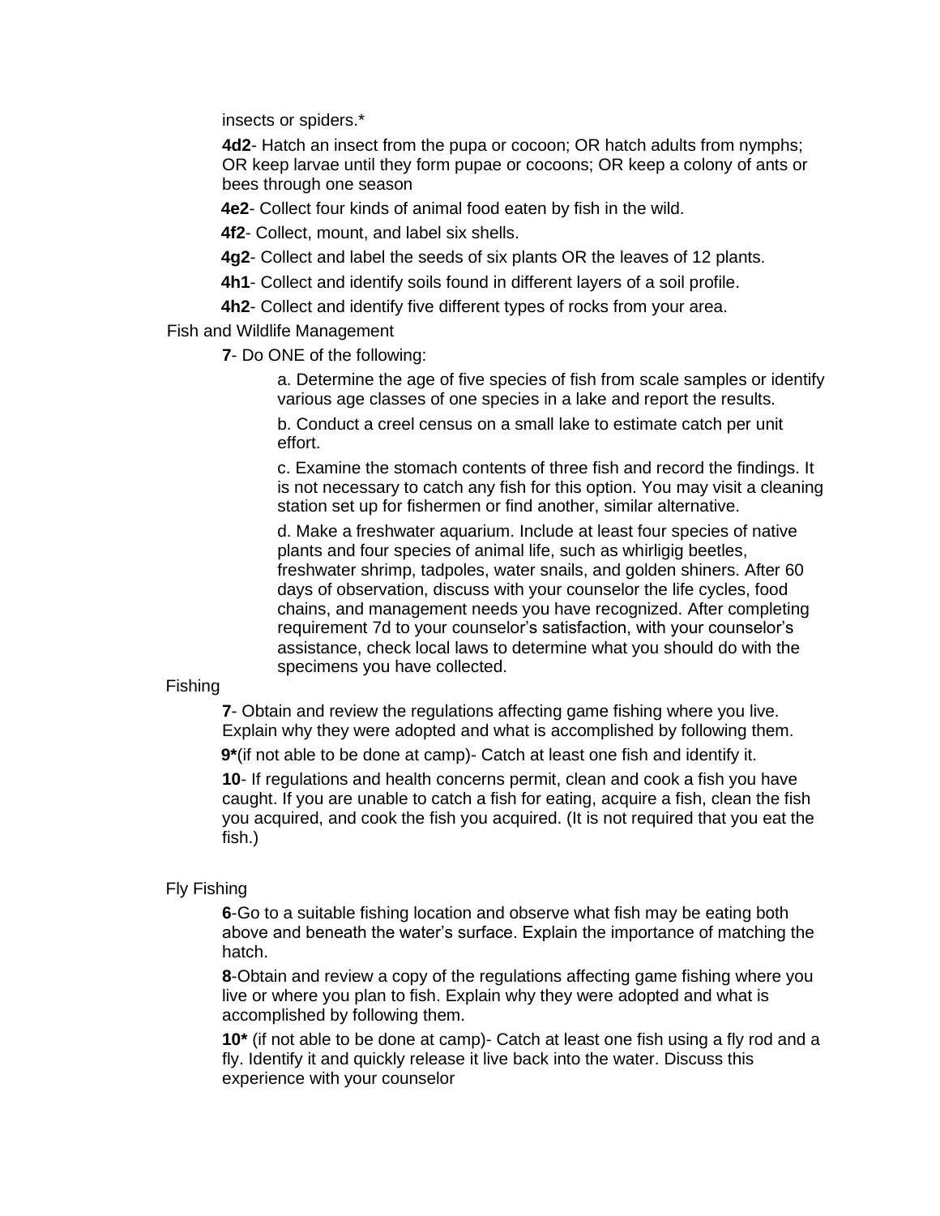insects or spiders.*

**4d2**- Hatch an insect from the pupa or cocoon; OR hatch adults from nymphs; OR keep larvae until they form pupae or cocoons; OR keep a colony of ants or bees through one season

**4e2**- Collect four kinds of animal food eaten by fish in the wild.

**4f2**- Collect, mount, and label six shells.

**4g2**- Collect and label the seeds of six plants OR the leaves of 12 plants.

**4h1**- Collect and identify soils found in different layers of a soil profile.

**4h2**- Collect and identify five different types of rocks from your area.

Fish and Wildlife Management

**7**- Do ONE of the following:

a. Determine the age of five species of fish from scale samples or identify various age classes of one species in a lake and report the results.

b. Conduct a creel census on a small lake to estimate catch per unit effort.

c. Examine the stomach contents of three fish and record the findings. It is not necessary to catch any fish for this option. You may visit a cleaning station set up for fishermen or find another, similar alternative.

d. Make a freshwater aquarium. Include at least four species of native plants and four species of animal life, such as whirligig beetles, freshwater shrimp, tadpoles, water snails, and golden shiners. After 60 days of observation, discuss with your counselor the life cycles, food chains, and management needs you have recognized. After completing requirement 7d to your counselor's satisfaction, with your counselor's assistance, check local laws to determine what you should do with the specimens you have collected.

Fishing

**7**- Obtain and review the regulations affecting game fishing where you live. Explain why they were adopted and what is accomplished by following them.

**9***(if not able to be done at camp)- Catch at least one fish and identify it.

**10**- If regulations and health concerns permit, clean and cook a fish you have caught. If you are unable to catch a fish for eating, acquire a fish, clean the fish you acquired, and cook the fish you acquired. (It is not required that you eat the fish.)

Fly Fishing

**6**-Go to a suitable fishing location and observe what fish may be eating both above and beneath the water's surface. Explain the importance of matching the hatch.

**8**-Obtain and review a copy of the regulations affecting game fishing where you live or where you plan to fish. Explain why they were adopted and what is accomplished by following them.

**10*** (if not able to be done at camp)- Catch at least one fish using a fly rod and a fly. Identify it and quickly release it live back into the water. Discuss this experience with your counselor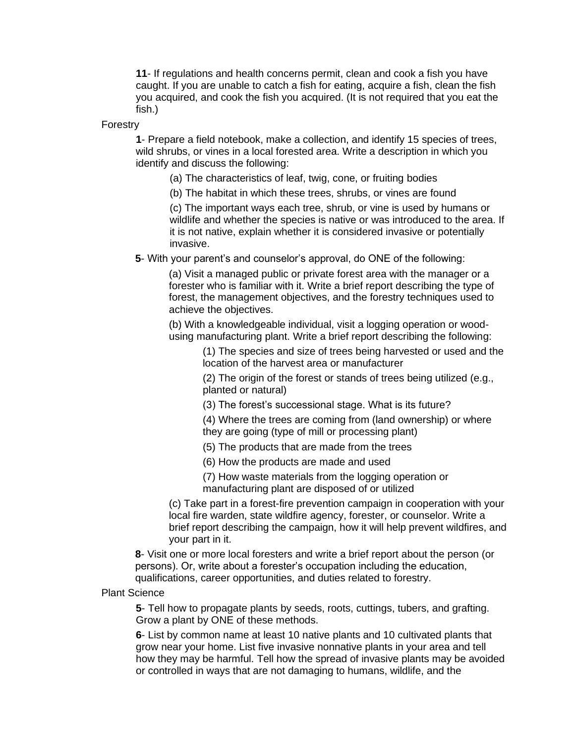**11**- If regulations and health concerns permit, clean and cook a fish you have caught. If you are unable to catch a fish for eating, acquire a fish, clean the fish you acquired, and cook the fish you acquired. (It is not required that you eat the fish.)

Forestry

**1**- Prepare a field notebook, make a collection, and identify 15 species of trees, wild shrubs, or vines in a local forested area. Write a description in which you identify and discuss the following:

(a) The characteristics of leaf, twig, cone, or fruiting bodies

(b) The habitat in which these trees, shrubs, or vines are found

(c) The important ways each tree, shrub, or vine is used by humans or wildlife and whether the species is native or was introduced to the area. If it is not native, explain whether it is considered invasive or potentially invasive.

**5**- With your parent's and counselor's approval, do ONE of the following:

(a) Visit a managed public or private forest area with the manager or a forester who is familiar with it. Write a brief report describing the type of forest, the management objectives, and the forestry techniques used to achieve the objectives.

(b) With a knowledgeable individual, visit a logging operation or wood-using manufacturing plant. Write a brief report describing the following:

(1) The species and size of trees being harvested or used and the location of the harvest area or manufacturer

(2) The origin of the forest or stands of trees being utilized (e.g., planted or natural)

(3) The forest's successional stage. What is its future?

(4) Where the trees are coming from (land ownership) or where they are going (type of mill or processing plant)

(5) The products that are made from the trees

(6) How the products are made and used

(7) How waste materials from the logging operation or manufacturing plant are disposed of or utilized

(c) Take part in a forest-fire prevention campaign in cooperation with your local fire warden, state wildfire agency, forester, or counselor. Write a brief report describing the campaign, how it will help prevent wildfires, and your part in it.

**8**- Visit one or more local foresters and write a brief report about the person (or persons). Or, write about a forester's occupation including the education, qualifications, career opportunities, and duties related to forestry.

Plant Science

**5**- Tell how to propagate plants by seeds, roots, cuttings, tubers, and grafting. Grow a plant by ONE of these methods.

**6**- List by common name at least 10 native plants and 10 cultivated plants that grow near your home. List five invasive nonnative plants in your area and tell how they may be harmful. Tell how the spread of invasive plants may be avoided or controlled in ways that are not damaging to humans, wildlife, and the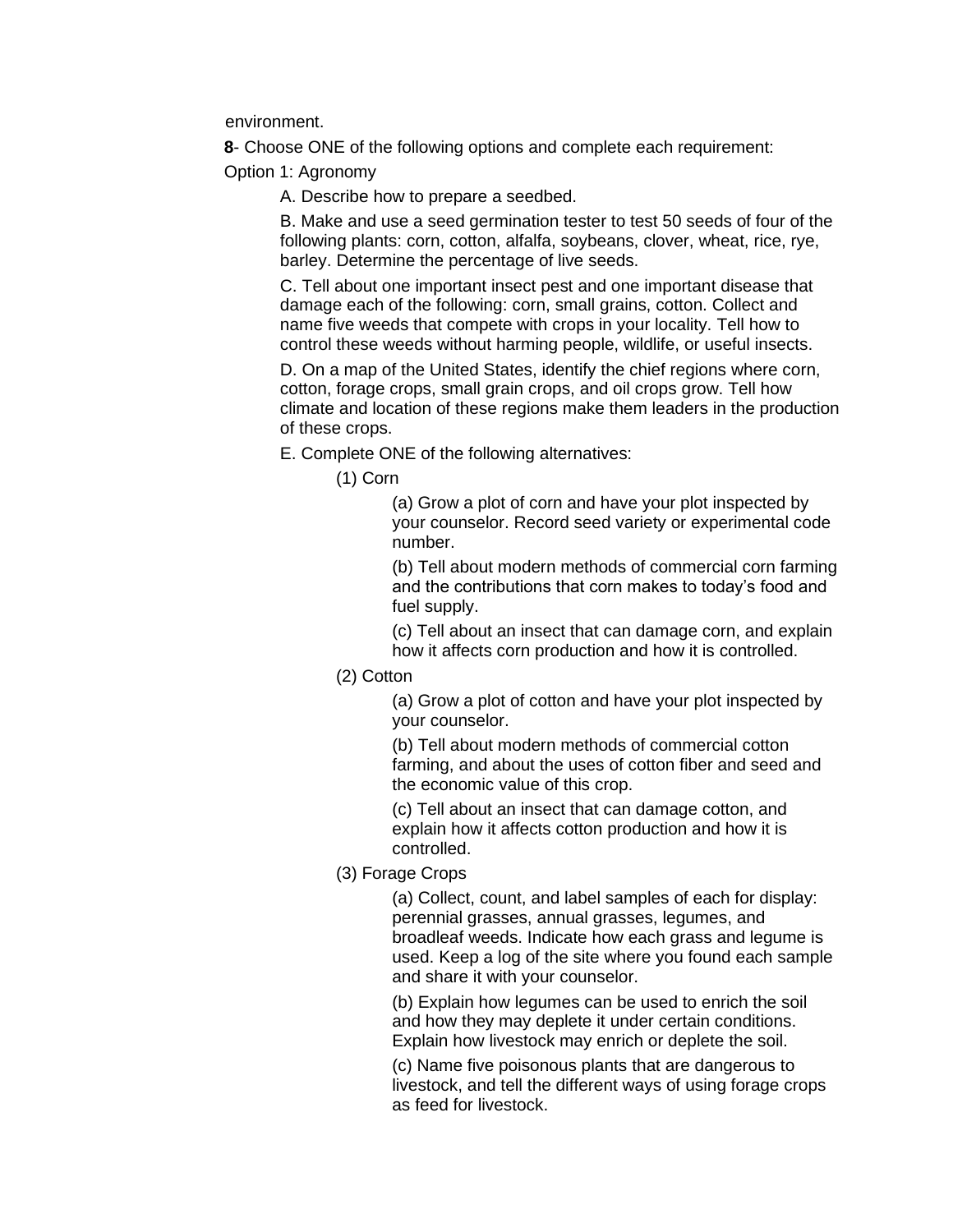environment.

**8**- Choose ONE of the following options and complete each requirement:

Option 1: Agronomy

A. Describe how to prepare a seedbed.

B. Make and use a seed germination tester to test 50 seeds of four of the following plants: corn, cotton, alfalfa, soybeans, clover, wheat, rice, rye, barley. Determine the percentage of live seeds.

C. Tell about one important insect pest and one important disease that damage each of the following: corn, small grains, cotton. Collect and name five weeds that compete with crops in your locality. Tell how to control these weeds without harming people, wildlife, or useful insects.

D. On a map of the United States, identify the chief regions where corn, cotton, forage crops, small grain crops, and oil crops grow. Tell how climate and location of these regions make them leaders in the production of these crops.

E. Complete ONE of the following alternatives:

(1) Corn

(a) Grow a plot of corn and have your plot inspected by your counselor. Record seed variety or experimental code number.

(b) Tell about modern methods of commercial corn farming and the contributions that corn makes to today's food and fuel supply.

(c) Tell about an insect that can damage corn, and explain how it affects corn production and how it is controlled.

(2) Cotton

(a) Grow a plot of cotton and have your plot inspected by your counselor.

(b) Tell about modern methods of commercial cotton farming, and about the uses of cotton fiber and seed and the economic value of this crop.

(c) Tell about an insect that can damage cotton, and explain how it affects cotton production and how it is controlled.

(3) Forage Crops

(a) Collect, count, and label samples of each for display: perennial grasses, annual grasses, legumes, and broadleaf weeds. Indicate how each grass and legume is used. Keep a log of the site where you found each sample and share it with your counselor.

(b) Explain how legumes can be used to enrich the soil and how they may deplete it under certain conditions. Explain how livestock may enrich or deplete the soil.

(c) Name five poisonous plants that are dangerous to livestock, and tell the different ways of using forage crops as feed for livestock.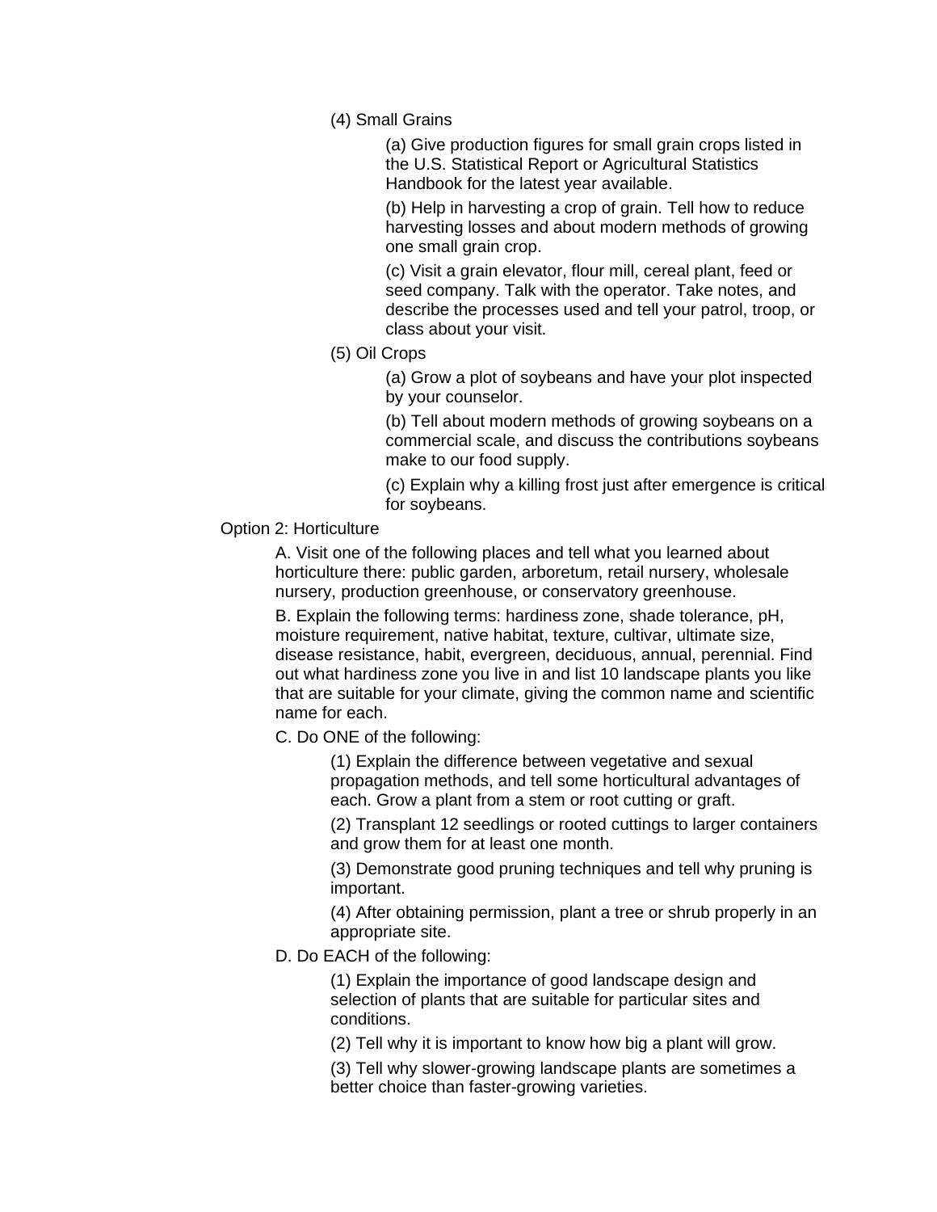- (4) Small Grains
  - (a) Give production figures for small grain crops listed in the U.S. Statistical Report or Agricultural Statistics Handbook for the latest year available.
  - (b) Help in harvesting a crop of grain. Tell how to reduce harvesting losses and about modern methods of growing one small grain crop.
  - (c) Visit a grain elevator, flour mill, cereal plant, feed or seed company. Talk with the operator. Take notes, and describe the processes used and tell your patrol, troop, or class about your visit.
- (5) Oil Crops
  - (a) Grow a plot of soybeans and have your plot inspected by your counselor.
  - (b) Tell about modern methods of growing soybeans on a commercial scale, and discuss the contributions soybeans make to our food supply.
  - (c) Explain why a killing frost just after emergence is critical for soybeans.

Option 2: Horticulture

A. Visit one of the following places and tell what you learned about horticulture there: public garden, arboretum, retail nursery, wholesale nursery, production greenhouse, or conservatory greenhouse.

B. Explain the following terms: hardiness zone, shade tolerance, pH, moisture requirement, native habitat, texture, cultivar, ultimate size, disease resistance, habit, evergreen, deciduous, annual, perennial. Find out what hardiness zone you live in and list 10 landscape plants you like that are suitable for your climate, giving the common name and scientific name for each.

C. Do ONE of the following:

- (1) Explain the difference between vegetative and sexual propagation methods, and tell some horticultural advantages of each. Grow a plant from a stem or root cutting or graft.
- (2) Transplant 12 seedlings or rooted cuttings to larger containers and grow them for at least one month.
- (3) Demonstrate good pruning techniques and tell why pruning is important.
- (4) After obtaining permission, plant a tree or shrub properly in an appropriate site.

D. Do EACH of the following:

- (1) Explain the importance of good landscape design and selection of plants that are suitable for particular sites and conditions.
- (2) Tell why it is important to know how big a plant will grow.
- (3) Tell why slower-growing landscape plants are sometimes a better choice than faster-growing varieties.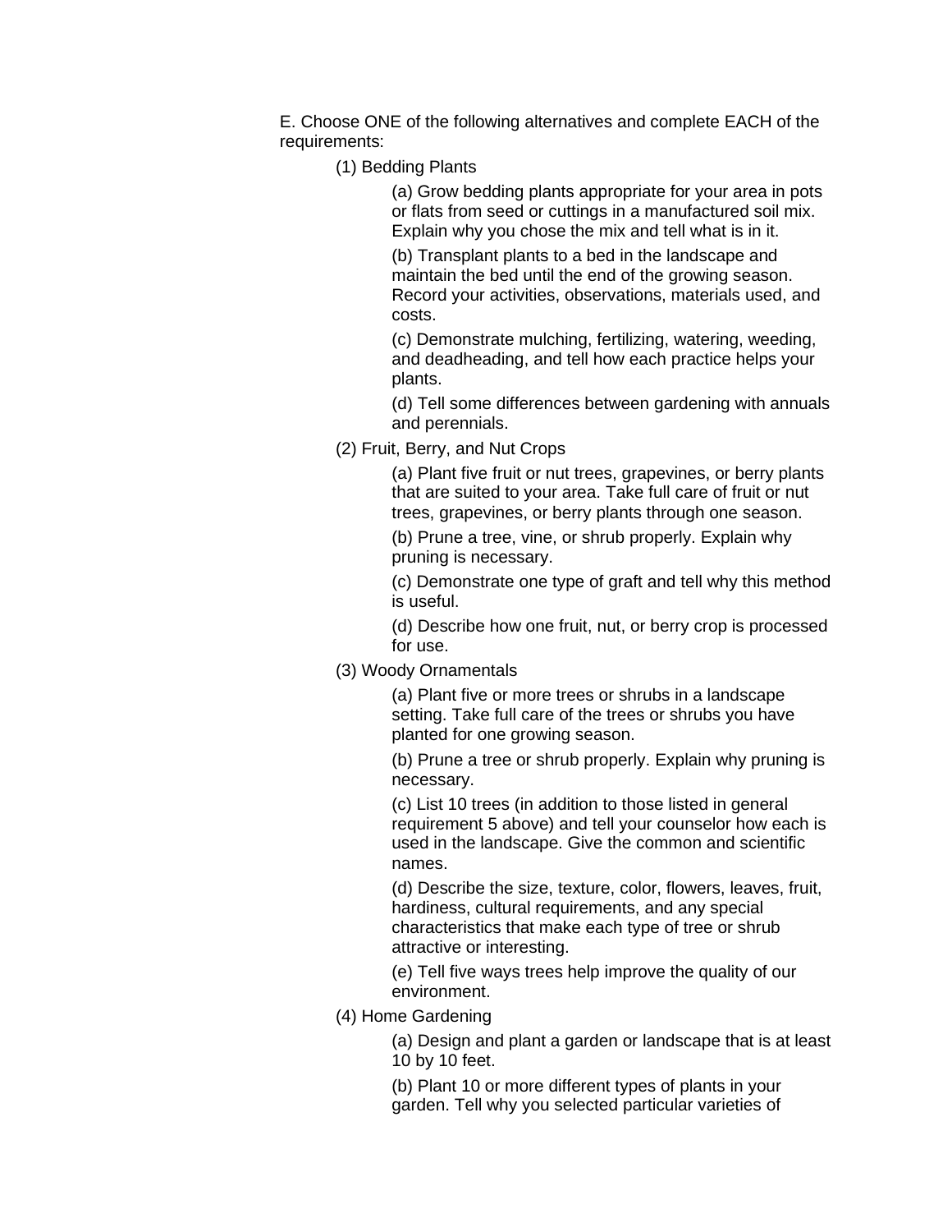E. Choose ONE of the following alternatives and complete EACH of the requirements:

(1) Bedding Plants

(a) Grow bedding plants appropriate for your area in pots or flats from seed or cuttings in a manufactured soil mix. Explain why you chose the mix and tell what is in it.

(b) Transplant plants to a bed in the landscape and maintain the bed until the end of the growing season. Record your activities, observations, materials used, and costs.

(c) Demonstrate mulching, fertilizing, watering, weeding, and deadheading, and tell how each practice helps your plants.

(d) Tell some differences between gardening with annuals and perennials.

(2) Fruit, Berry, and Nut Crops

(a) Plant five fruit or nut trees, grapevines, or berry plants that are suited to your area. Take full care of fruit or nut trees, grapevines, or berry plants through one season.

(b) Prune a tree, vine, or shrub properly. Explain why pruning is necessary.

(c) Demonstrate one type of graft and tell why this method is useful.

(d) Describe how one fruit, nut, or berry crop is processed for use.

(3) Woody Ornamentals

(a) Plant five or more trees or shrubs in a landscape setting. Take full care of the trees or shrubs you have planted for one growing season.

(b) Prune a tree or shrub properly. Explain why pruning is necessary.

(c) List 10 trees (in addition to those listed in general requirement 5 above) and tell your counselor how each is used in the landscape. Give the common and scientific names.

(d) Describe the size, texture, color, flowers, leaves, fruit, hardiness, cultural requirements, and any special characteristics that make each type of tree or shrub attractive or interesting.

(e) Tell five ways trees help improve the quality of our environment.

(4) Home Gardening

(a) Design and plant a garden or landscape that is at least 10 by 10 feet.

(b) Plant 10 or more different types of plants in your garden. Tell why you selected particular varieties of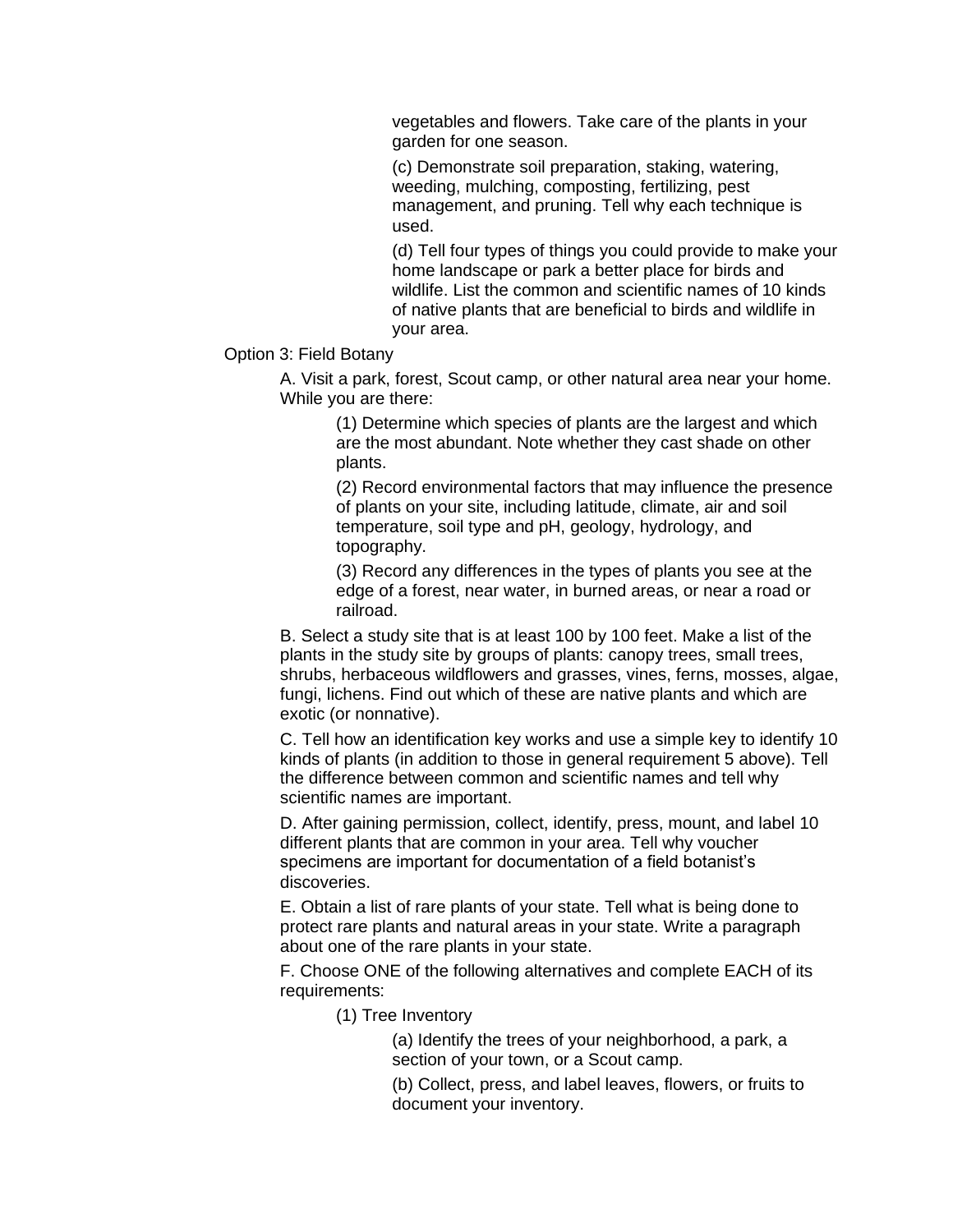vegetables and flowers. Take care of the plants in your garden for one season.

(c) Demonstrate soil preparation, staking, watering, weeding, mulching, composting, fertilizing, pest management, and pruning. Tell why each technique is used.

(d) Tell four types of things you could provide to make your home landscape or park a better place for birds and wildlife. List the common and scientific names of 10 kinds of native plants that are beneficial to birds and wildlife in your area.

Option 3: Field Botany

A. Visit a park, forest, Scout camp, or other natural area near your home. While you are there:

(1) Determine which species of plants are the largest and which are the most abundant. Note whether they cast shade on other plants.

(2) Record environmental factors that may influence the presence of plants on your site, including latitude, climate, air and soil temperature, soil type and pH, geology, hydrology, and topography.

(3) Record any differences in the types of plants you see at the edge of a forest, near water, in burned areas, or near a road or railroad.

B. Select a study site that is at least 100 by 100 feet. Make a list of the plants in the study site by groups of plants: canopy trees, small trees, shrubs, herbaceous wildflowers and grasses, vines, ferns, mosses, algae, fungi, lichens. Find out which of these are native plants and which are exotic (or nonnative).

C. Tell how an identification key works and use a simple key to identify 10 kinds of plants (in addition to those in general requirement 5 above). Tell the difference between common and scientific names and tell why scientific names are important.

D. After gaining permission, collect, identify, press, mount, and label 10 different plants that are common in your area. Tell why voucher specimens are important for documentation of a field botanist's discoveries.

E. Obtain a list of rare plants of your state. Tell what is being done to protect rare plants and natural areas in your state. Write a paragraph about one of the rare plants in your state.

F. Choose ONE of the following alternatives and complete EACH of its requirements:

(1) Tree Inventory

(a) Identify the trees of your neighborhood, a park, a section of your town, or a Scout camp.

(b) Collect, press, and label leaves, flowers, or fruits to document your inventory.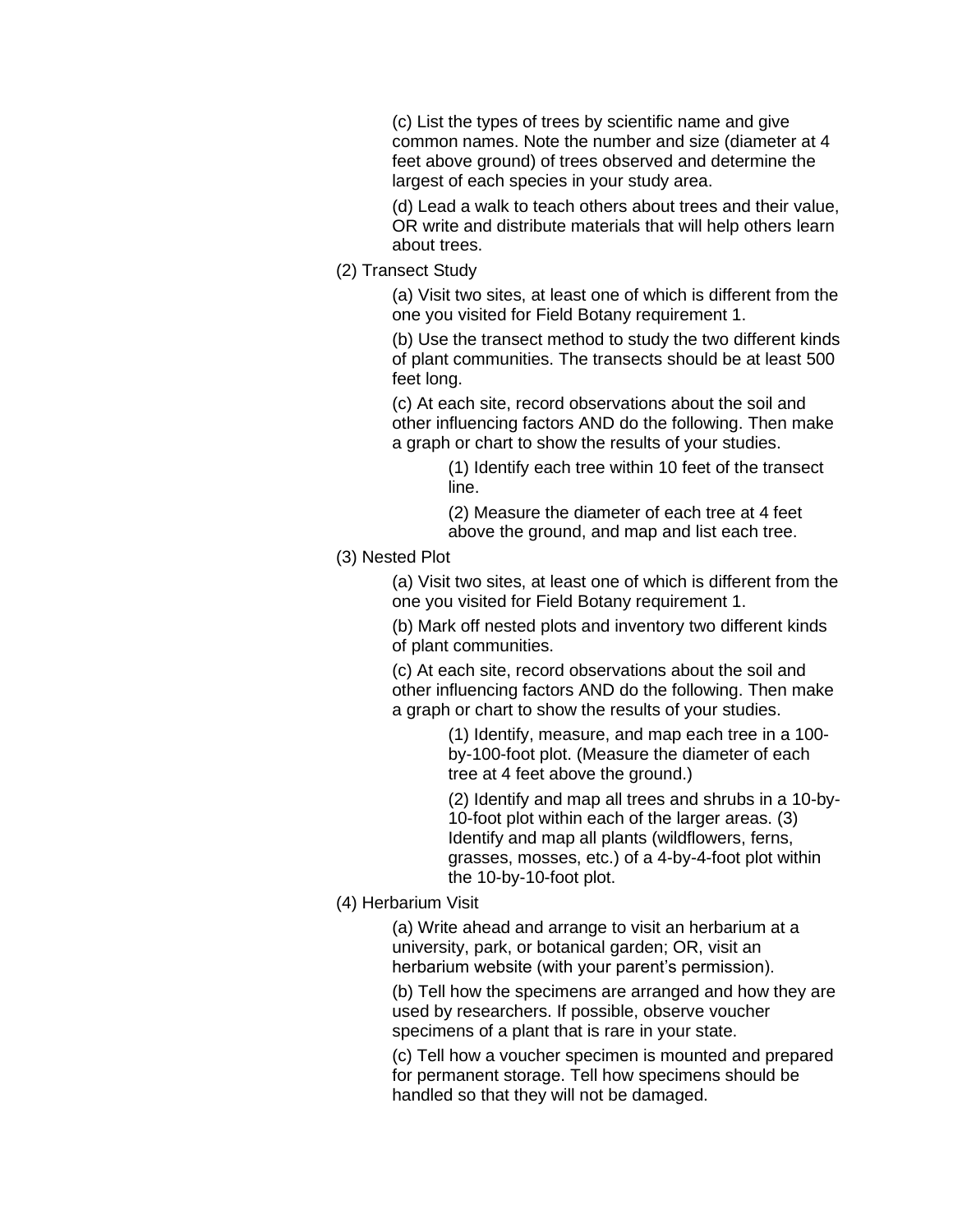(c) List the types of trees by scientific name and give common names. Note the number and size (diameter at 4 feet above ground) of trees observed and determine the largest of each species in your study area.

(d) Lead a walk to teach others about trees and their value, OR write and distribute materials that will help others learn about trees.

(2) Transect Study

(a) Visit two sites, at least one of which is different from the one you visited for Field Botany requirement 1.

(b) Use the transect method to study the two different kinds of plant communities. The transects should be at least 500 feet long.

(c) At each site, record observations about the soil and other influencing factors AND do the following. Then make a graph or chart to show the results of your studies.

(1) Identify each tree within 10 feet of the transect line.

(2) Measure the diameter of each tree at 4 feet above the ground, and map and list each tree.

(3) Nested Plot

(a) Visit two sites, at least one of which is different from the one you visited for Field Botany requirement 1.

(b) Mark off nested plots and inventory two different kinds of plant communities.

(c) At each site, record observations about the soil and other influencing factors AND do the following. Then make a graph or chart to show the results of your studies.

(1) Identify, measure, and map each tree in a 100-by-100-foot plot. (Measure the diameter of each tree at 4 feet above the ground.)

(2) Identify and map all trees and shrubs in a 10-by-10-foot plot within each of the larger areas. (3) Identify and map all plants (wildflowers, ferns, grasses, mosses, etc.) of a 4-by-4-foot plot within the 10-by-10-foot plot.

(4) Herbarium Visit

(a) Write ahead and arrange to visit an herbarium at a university, park, or botanical garden; OR, visit an herbarium website (with your parent's permission).

(b) Tell how the specimens are arranged and how they are used by researchers. If possible, observe voucher specimens of a plant that is rare in your state.

(c) Tell how a voucher specimen is mounted and prepared for permanent storage. Tell how specimens should be handled so that they will not be damaged.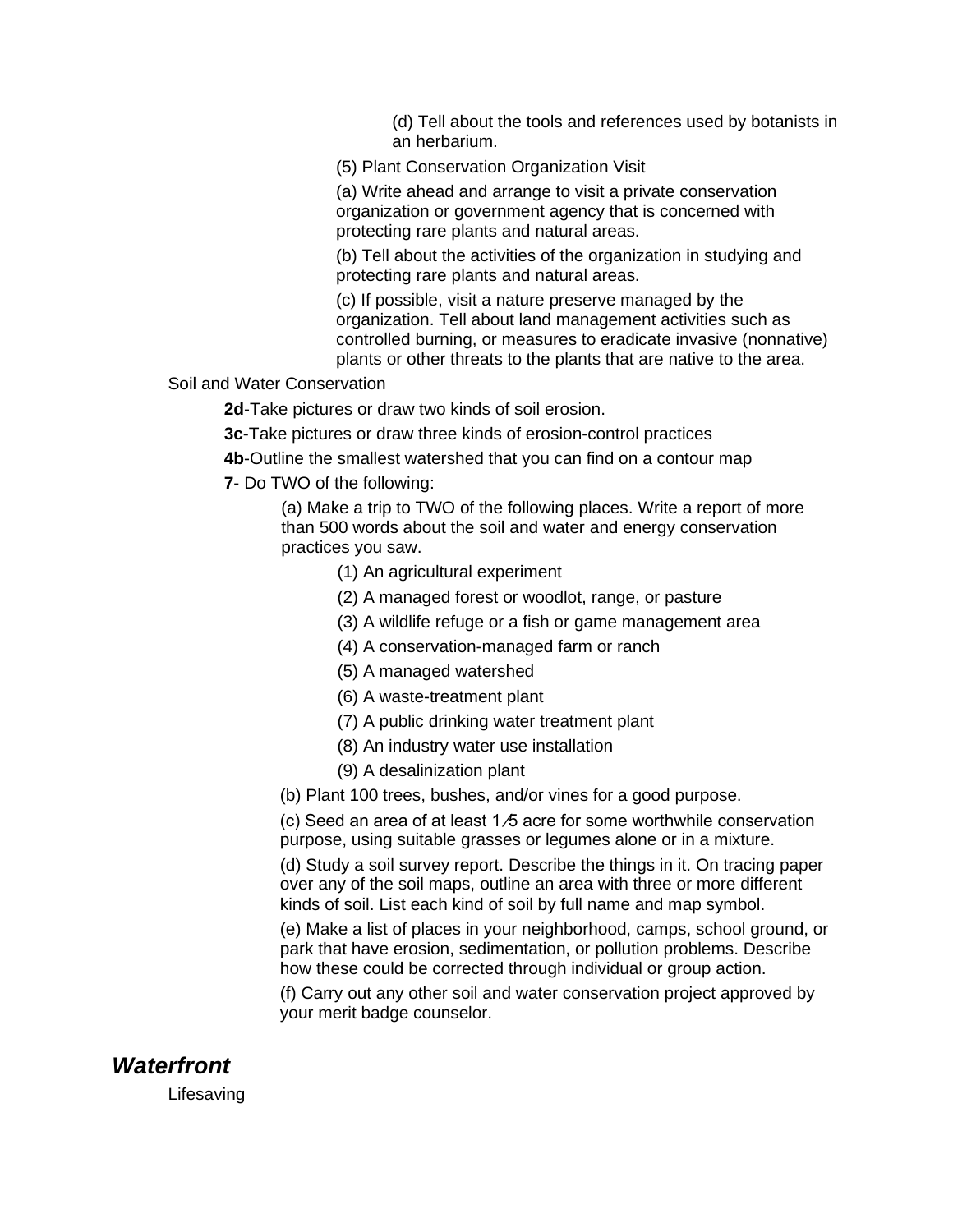(d) Tell about the tools and references used by botanists in an herbarium.

(5) Plant Conservation Organization Visit

(a) Write ahead and arrange to visit a private conservation organization or government agency that is concerned with protecting rare plants and natural areas.

(b) Tell about the activities of the organization in studying and protecting rare plants and natural areas.

(c) If possible, visit a nature preserve managed by the organization. Tell about land management activities such as controlled burning, or measures to eradicate invasive (nonnative) plants or other threats to the plants that are native to the area.

Soil and Water Conservation

**2d**-Take pictures or draw two kinds of soil erosion.

**3c**-Take pictures or draw three kinds of erosion-control practices

**4b**-Outline the smallest watershed that you can find on a contour map

**7**- Do TWO of the following:

(a) Make a trip to TWO of the following places. Write a report of more than 500 words about the soil and water and energy conservation practices you saw.

(1) An agricultural experiment

(2) A managed forest or woodlot, range, or pasture

(3) A wildlife refuge or a fish or game management area

(4) A conservation-managed farm or ranch

(5) A managed watershed

(6) A waste-treatment plant

(7) A public drinking water treatment plant

(8) An industry water use installation

(9) A desalinization plant

(b) Plant 100 trees, bushes, and/or vines for a good purpose.

(c) Seed an area of at least 1⁄5 acre for some worthwhile conservation purpose, using suitable grasses or legumes alone or in a mixture.

(d) Study a soil survey report. Describe the things in it. On tracing paper over any of the soil maps, outline an area with three or more different kinds of soil. List each kind of soil by full name and map symbol.

(e) Make a list of places in your neighborhood, camps, school ground, or park that have erosion, sedimentation, or pollution problems. Describe how these could be corrected through individual or group action.

(f) Carry out any other soil and water conservation project approved by your merit badge counselor.

## ***Waterfront***

Lifesaving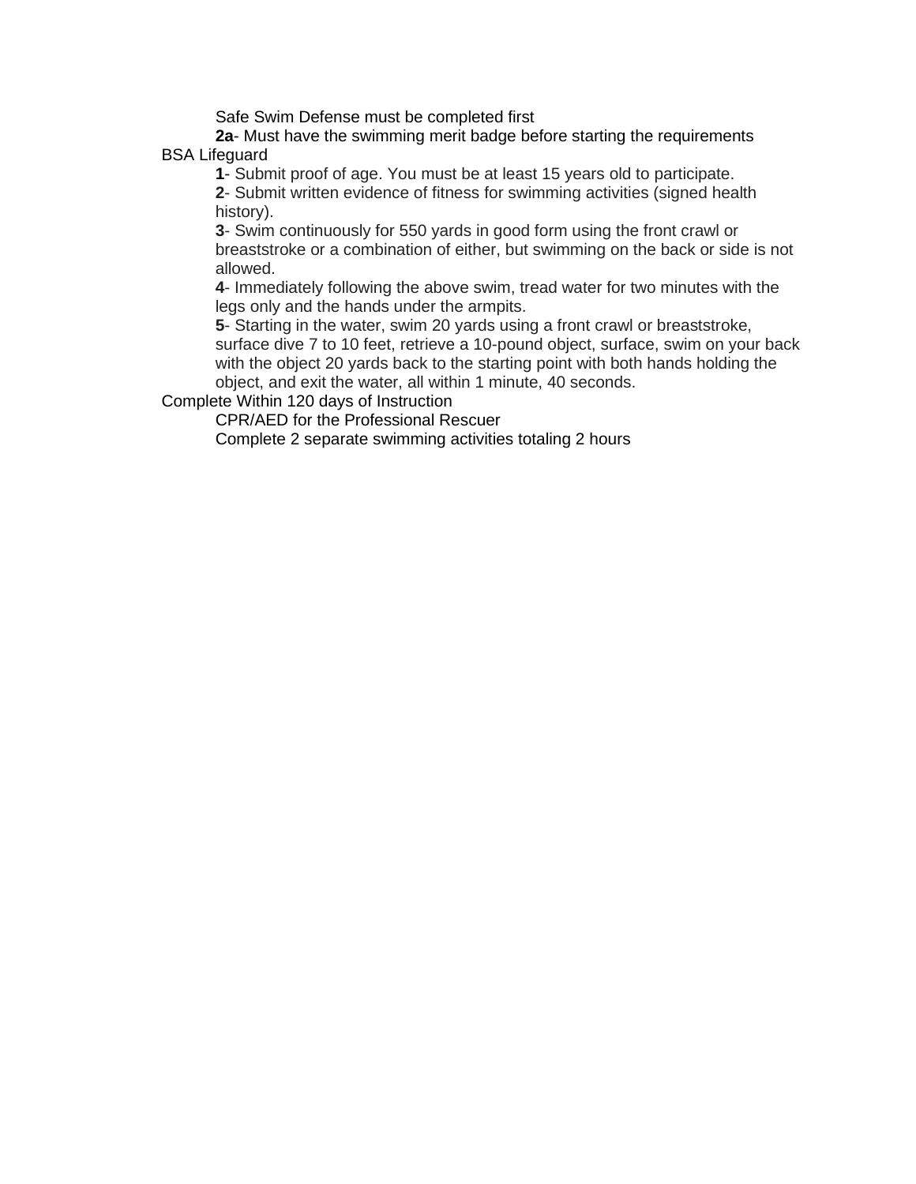Safe Swim Defense must be completed first

**2a**- Must have the swimming merit badge before starting the requirements

BSA Lifeguard

**1**- Submit proof of age. You must be at least 15 years old to participate.

**2**- Submit written evidence of fitness for swimming activities (signed health history).

**3**- Swim continuously for 550 yards in good form using the front crawl or breaststroke or a combination of either, but swimming on the back or side is not allowed.

**4**- Immediately following the above swim, tread water for two minutes with the legs only and the hands under the armpits.

**5**- Starting in the water, swim 20 yards using a front crawl or breaststroke, surface dive 7 to 10 feet, retrieve a 10-pound object, surface, swim on your back with the object 20 yards back to the starting point with both hands holding the object, and exit the water, all within 1 minute, 40 seconds.

Complete Within 120 days of Instruction

CPR/AED for the Professional Rescuer

Complete 2 separate swimming activities totaling 2 hours